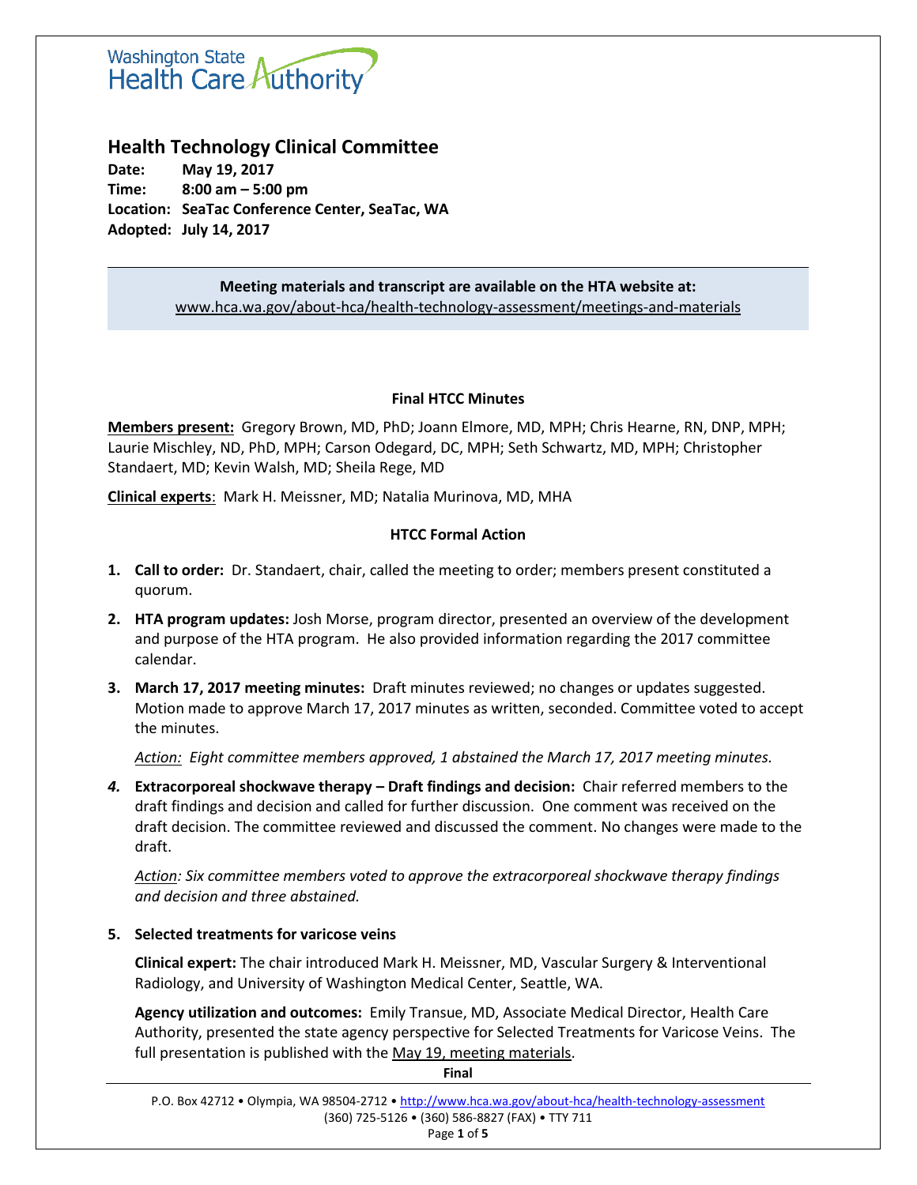Washington State Health Care Authority

# Health Technology Clinical Committee

**Date:** May 19, 2017
**Time:** 8:00 am – 5:00 pm
**Location:** SeaTac Conference Center, SeaTac, WA
**Adopted:** July 14, 2017

**Meeting materials and transcript are available on the HTA website at:**
www.hca.wa.gov/about-hca/health-technology-assessment/meetings-and-materials

## Final HTCC Minutes

**Members present:** Gregory Brown, MD, PhD; Joann Elmore, MD, MPH; Chris Hearne, RN, DNP, MPH; Laurie Mischley, ND, PhD, MPH; Carson Odegard, DC, MPH; Seth Schwartz, MD, MPH; Christopher Standaert, MD; Kevin Walsh, MD; Sheila Rege, MD

**Clinical experts**: Mark H. Meissner, MD; Natalia Murinova, MD, MHA

## HTCC Formal Action

1. **Call to order:** Dr. Standaert, chair, called the meeting to order; members present constituted a quorum.

2. **HTA program updates:** Josh Morse, program director, presented an overview of the development and purpose of the HTA program. He also provided information regarding the 2017 committee calendar.

3. **March 17, 2017 meeting minutes:** Draft minutes reviewed; no changes or updates suggested. Motion made to approve March 17, 2017 minutes as written, seconded. Committee voted to accept the minutes.

   *Action: Eight committee members approved, 1 abstained the March 17, 2017 meeting minutes.*

4. **Extracorporeal shockwave therapy – Draft findings and decision:** Chair referred members to the draft findings and decision and called for further discussion. One comment was received on the draft decision. The committee reviewed and discussed the comment. No changes were made to the draft.

   *Action: Six committee members voted to approve the extracorporeal shockwave therapy findings and decision and three abstained.*

5. **Selected treatments for varicose veins**

   **Clinical expert:** The chair introduced Mark H. Meissner, MD, Vascular Surgery & Interventional Radiology, and University of Washington Medical Center, Seattle, WA.

   **Agency utilization and outcomes:** Emily Transue, MD, Associate Medical Director, Health Care Authority, presented the state agency perspective for Selected Treatments for Varicose Veins. The full presentation is published with the May 19, meeting materials.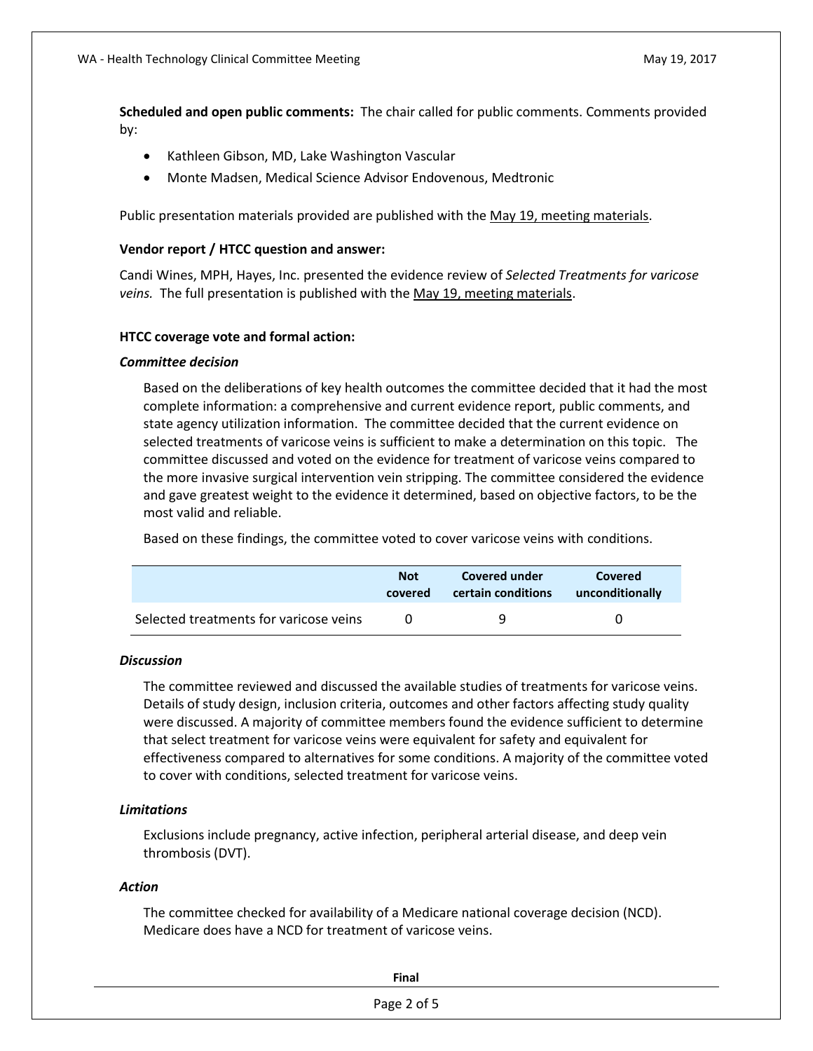**Scheduled and open public comments:** The chair called for public comments. Comments provided by:

- Kathleen Gibson, MD, Lake Washington Vascular
- Monte Madsen, Medical Science Advisor Endovenous, Medtronic

Public presentation materials provided are published with the May 19, meeting materials.

**Vendor report / HTCC question and answer:**

Candi Wines, MPH, Hayes, Inc. presented the evidence review of *Selected Treatments for varicose veins.* The full presentation is published with the May 19, meeting materials.

**HTCC coverage vote and formal action:**

***Committee decision***

Based on the deliberations of key health outcomes the committee decided that it had the most complete information: a comprehensive and current evidence report, public comments, and state agency utilization information. The committee decided that the current evidence on selected treatments of varicose veins is sufficient to make a determination on this topic. The committee discussed and voted on the evidence for treatment of varicose veins compared to the more invasive surgical intervention vein stripping. The committee considered the evidence and gave greatest weight to the evidence it determined, based on objective factors, to be the most valid and reliable.

Based on these findings, the committee voted to cover varicose veins with conditions.

| | Not covered | Covered under certain conditions | Covered unconditionally |
|---|---|---|---|
| Selected treatments for varicose veins | 0 | 9 | 0 |

***Discussion***

The committee reviewed and discussed the available studies of treatments for varicose veins. Details of study design, inclusion criteria, outcomes and other factors affecting study quality were discussed. A majority of committee members found the evidence sufficient to determine that select treatment for varicose veins were equivalent for safety and equivalent for effectiveness compared to alternatives for some conditions. A majority of the committee voted to cover with conditions, selected treatment for varicose veins.

***Limitations***

Exclusions include pregnancy, active infection, peripheral arterial disease, and deep vein thrombosis (DVT).

***Action***

The committee checked for availability of a Medicare national coverage decision (NCD). Medicare does have a NCD for treatment of varicose veins.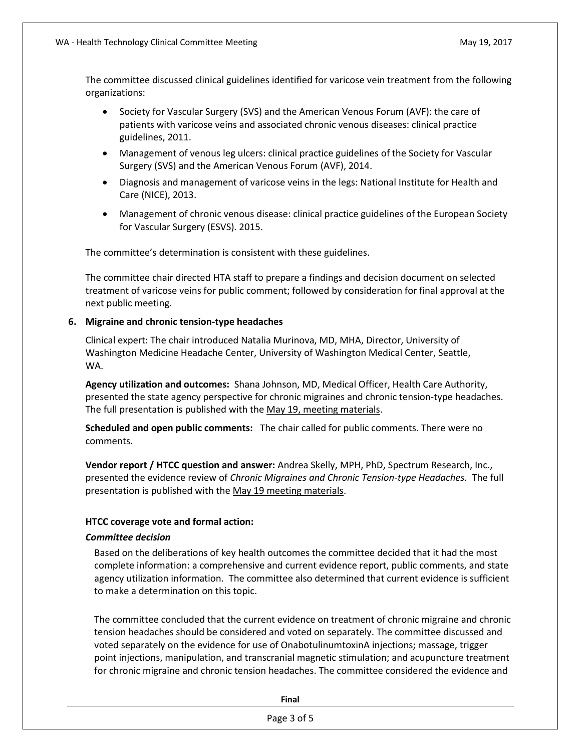The committee discussed clinical guidelines identified for varicose vein treatment from the following organizations:

- Society for Vascular Surgery (SVS) and the American Venous Forum (AVF): the care of patients with varicose veins and associated chronic venous diseases: clinical practice guidelines, 2011.
- Management of venous leg ulcers: clinical practice guidelines of the Society for Vascular Surgery (SVS) and the American Venous Forum (AVF), 2014.
- Diagnosis and management of varicose veins in the legs: National Institute for Health and Care (NICE), 2013.
- Management of chronic venous disease: clinical practice guidelines of the European Society for Vascular Surgery (ESVS). 2015.

The committee's determination is consistent with these guidelines.

The committee chair directed HTA staff to prepare a findings and decision document on selected treatment of varicose veins for public comment; followed by consideration for final approval at the next public meeting.

**6. Migraine and chronic tension-type headaches**

Clinical expert: The chair introduced Natalia Murinova, MD, MHA, Director, University of Washington Medicine Headache Center, University of Washington Medical Center, Seattle, WA.

**Agency utilization and outcomes:** Shana Johnson, MD, Medical Officer, Health Care Authority, presented the state agency perspective for chronic migraines and chronic tension-type headaches. The full presentation is published with the May 19, meeting materials.

**Scheduled and open public comments:** The chair called for public comments. There were no comments.

**Vendor report / HTCC question and answer:** Andrea Skelly, MPH, PhD, Spectrum Research, Inc., presented the evidence review of *Chronic Migraines and Chronic Tension-type Headaches.* The full presentation is published with the May 19 meeting materials.

**HTCC coverage vote and formal action:**

***Committee decision***

Based on the deliberations of key health outcomes the committee decided that it had the most complete information: a comprehensive and current evidence report, public comments, and state agency utilization information. The committee also determined that current evidence is sufficient to make a determination on this topic.

The committee concluded that the current evidence on treatment of chronic migraine and chronic tension headaches should be considered and voted on separately. The committee discussed and voted separately on the evidence for use of OnabotulinumtoxinA injections; massage, trigger point injections, manipulation, and transcranial magnetic stimulation; and acupuncture treatment for chronic migraine and chronic tension headaches. The committee considered the evidence and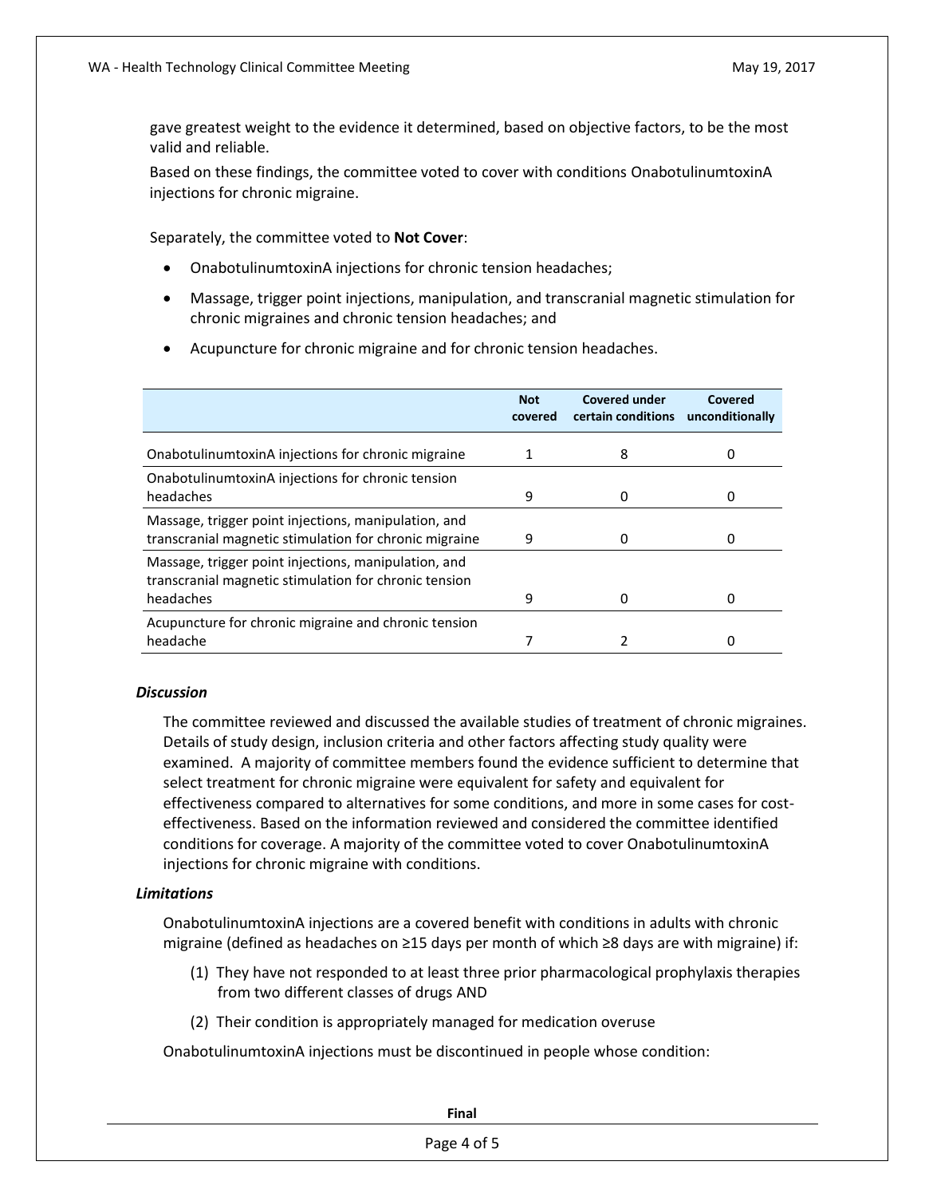gave greatest weight to the evidence it determined, based on objective factors, to be the most valid and reliable.

Based on these findings, the committee voted to cover with conditions OnabotulinumtoxinA injections for chronic migraine.

Separately, the committee voted to **Not Cover**:

- OnabotulinumtoxinA injections for chronic tension headaches;
- Massage, trigger point injections, manipulation, and transcranial magnetic stimulation for chronic migraines and chronic tension headaches; and
- Acupuncture for chronic migraine and for chronic tension headaches.

| | Not covered | Covered under certain conditions | Covered unconditionally |
|---|---|---|---|
| OnabotulinumtoxinA injections for chronic migraine | 1 | 8 | 0 |
| OnabotulinumtoxinA injections for chronic tension headaches | 9 | 0 | 0 |
| Massage, trigger point injections, manipulation, and transcranial magnetic stimulation for chronic migraine | 9 | 0 | 0 |
| Massage, trigger point injections, manipulation, and transcranial magnetic stimulation for chronic tension headaches | 9 | 0 | 0 |
| Acupuncture for chronic migraine and chronic tension headache | 7 | 2 | 0 |

### *Discussion*

The committee reviewed and discussed the available studies of treatment of chronic migraines. Details of study design, inclusion criteria and other factors affecting study quality were examined. A majority of committee members found the evidence sufficient to determine that select treatment for chronic migraine were equivalent for safety and equivalent for effectiveness compared to alternatives for some conditions, and more in some cases for cost-effectiveness. Based on the information reviewed and considered the committee identified conditions for coverage. A majority of the committee voted to cover OnabotulinumtoxinA injections for chronic migraine with conditions.

### *Limitations*

OnabotulinumtoxinA injections are a covered benefit with conditions in adults with chronic migraine (defined as headaches on ≥15 days per month of which ≥8 days are with migraine) if:

(1) They have not responded to at least three prior pharmacological prophylaxis therapies from two different classes of drugs AND

(2) Their condition is appropriately managed for medication overuse

OnabotulinumtoxinA injections must be discontinued in people whose condition: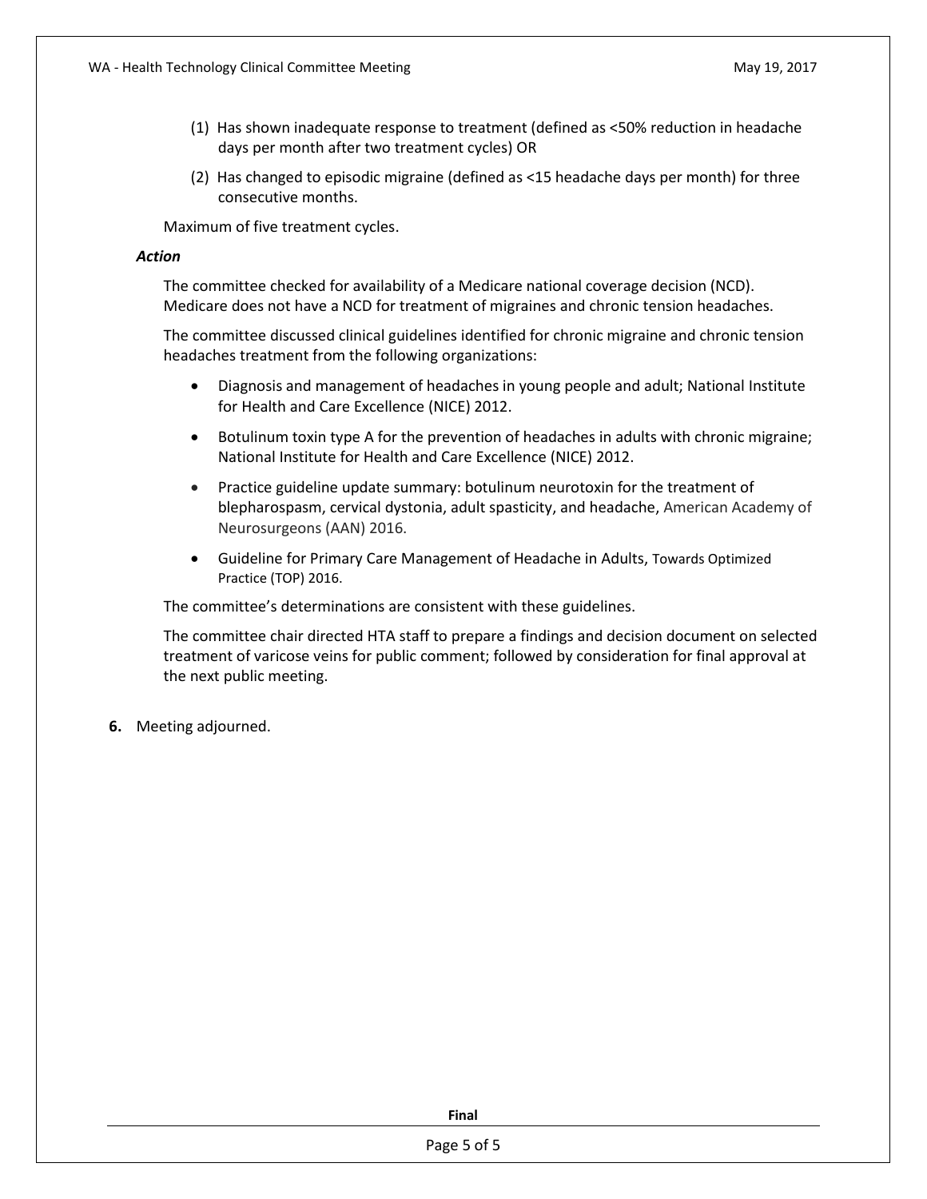(1) Has shown inadequate response to treatment (defined as <50% reduction in headache days per month after two treatment cycles) OR

(2) Has changed to episodic migraine (defined as <15 headache days per month) for three consecutive months.

Maximum of five treatment cycles.

***Action***

The committee checked for availability of a Medicare national coverage decision (NCD). Medicare does not have a NCD for treatment of migraines and chronic tension headaches.

The committee discussed clinical guidelines identified for chronic migraine and chronic tension headaches treatment from the following organizations:

- Diagnosis and management of headaches in young people and adult; National Institute for Health and Care Excellence (NICE) 2012.
- Botulinum toxin type A for the prevention of headaches in adults with chronic migraine; National Institute for Health and Care Excellence (NICE) 2012.
- Practice guideline update summary: botulinum neurotoxin for the treatment of blepharospasm, cervical dystonia, adult spasticity, and headache, American Academy of Neurosurgeons (AAN) 2016.
- Guideline for Primary Care Management of Headache in Adults, Towards Optimized Practice (TOP) 2016.

The committee's determinations are consistent with these guidelines.

The committee chair directed HTA staff to prepare a findings and decision document on selected treatment of varicose veins for public comment; followed by consideration for final approval at the next public meeting.

**6.** Meeting adjourned.